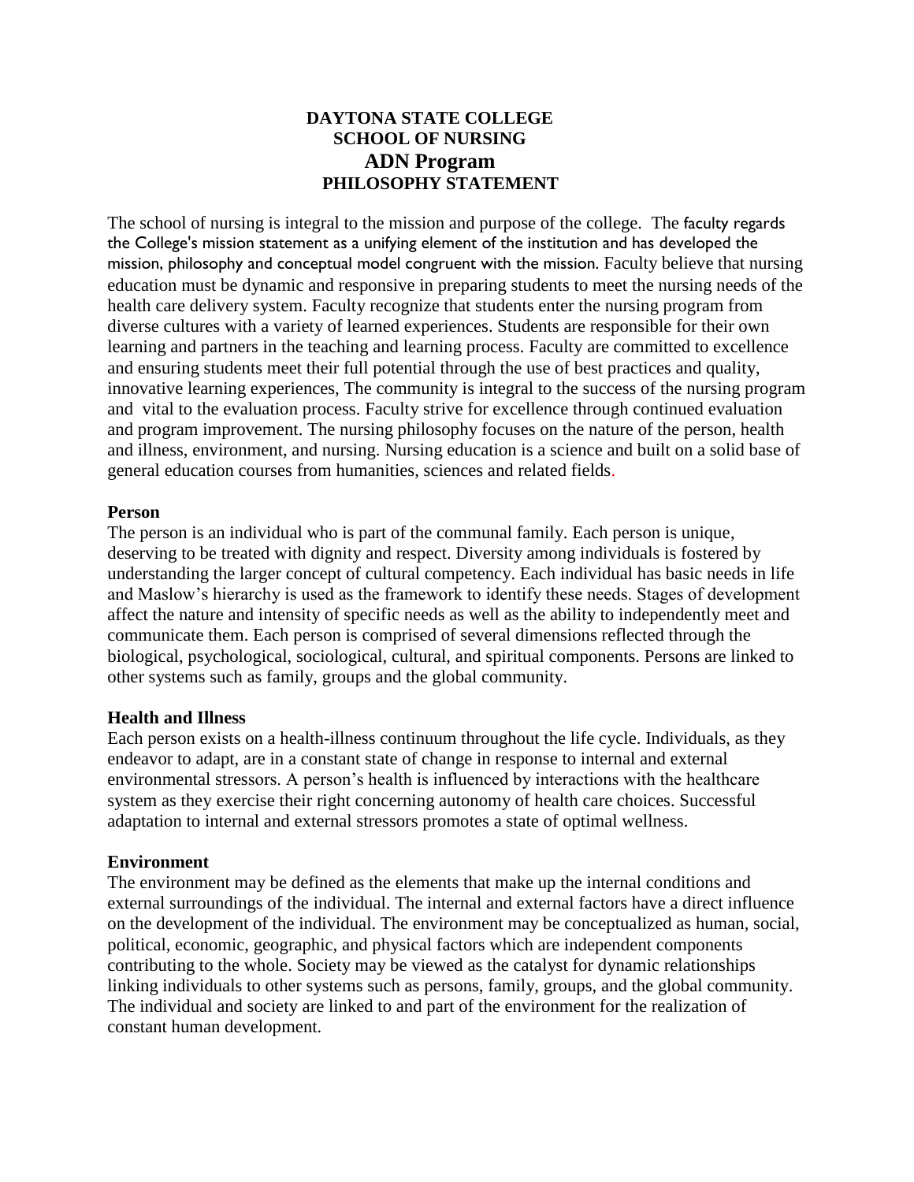# DAYTONA STATE COLLEGE
# SCHOOL OF NURSING
# ADN Program
# PHILOSOPHY STATEMENT

The school of nursing is integral to the mission and purpose of the college. The faculty regards the College's mission statement as a unifying element of the institution and has developed the mission, philosophy and conceptual model congruent with the mission. Faculty believe that nursing education must be dynamic and responsive in preparing students to meet the nursing needs of the health care delivery system. Faculty recognize that students enter the nursing program from diverse cultures with a variety of learned experiences. Students are responsible for their own learning and partners in the teaching and learning process. Faculty are committed to excellence and ensuring students meet their full potential through the use of best practices and quality, innovative learning experiences, The community is integral to the success of the nursing program and vital to the evaluation process. Faculty strive for excellence through continued evaluation and program improvement. The nursing philosophy focuses on the nature of the person, health and illness, environment, and nursing. Nursing education is a science and built on a solid base of general education courses from humanities, sciences and related fields.

**Person**

The person is an individual who is part of the communal family. Each person is unique, deserving to be treated with dignity and respect. Diversity among individuals is fostered by understanding the larger concept of cultural competency. Each individual has basic needs in life and Maslow's hierarchy is used as the framework to identify these needs. Stages of development affect the nature and intensity of specific needs as well as the ability to independently meet and communicate them. Each person is comprised of several dimensions reflected through the biological, psychological, sociological, cultural, and spiritual components. Persons are linked to other systems such as family, groups and the global community.

**Health and Illness**

Each person exists on a health-illness continuum throughout the life cycle. Individuals, as they endeavor to adapt, are in a constant state of change in response to internal and external environmental stressors. A person's health is influenced by interactions with the healthcare system as they exercise their right concerning autonomy of health care choices. Successful adaptation to internal and external stressors promotes a state of optimal wellness.

**Environment**

The environment may be defined as the elements that make up the internal conditions and external surroundings of the individual. The internal and external factors have a direct influence on the development of the individual. The environment may be conceptualized as human, social, political, economic, geographic, and physical factors which are independent components contributing to the whole. Society may be viewed as the catalyst for dynamic relationships linking individuals to other systems such as persons, family, groups, and the global community. The individual and society are linked to and part of the environment for the realization of constant human development.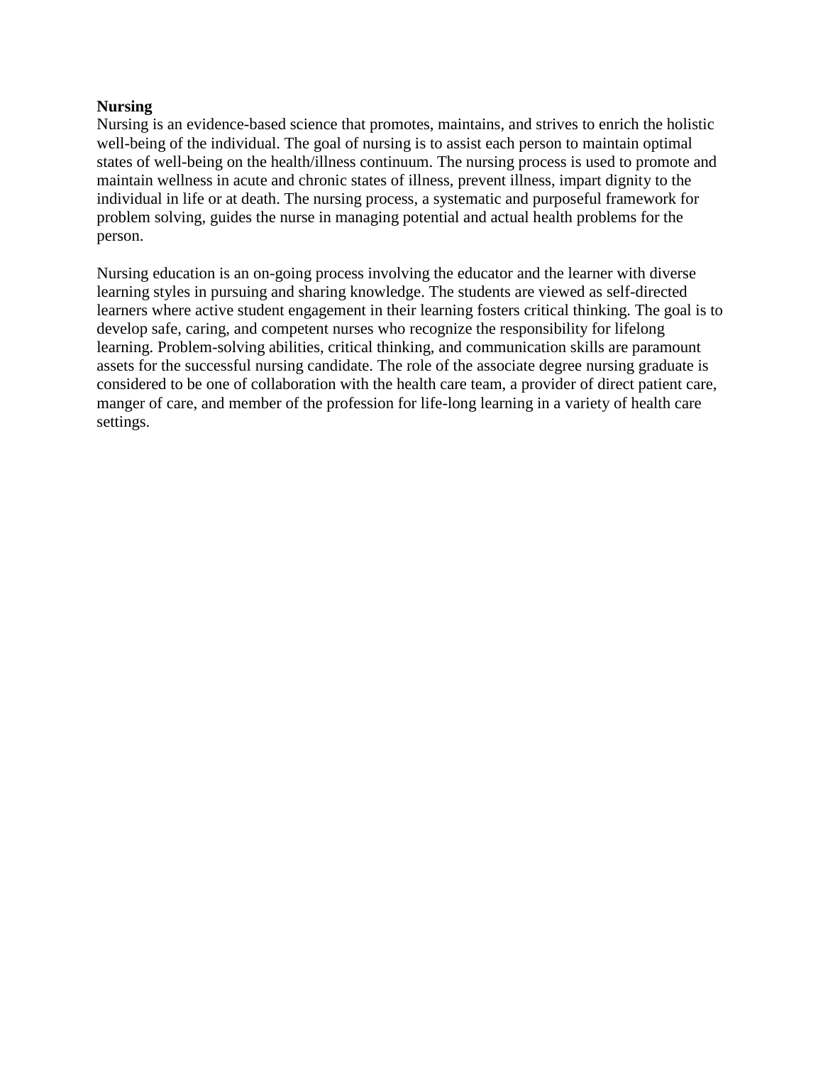**Nursing**

Nursing is an evidence-based science that promotes, maintains, and strives to enrich the holistic well-being of the individual. The goal of nursing is to assist each person to maintain optimal states of well-being on the health/illness continuum. The nursing process is used to promote and maintain wellness in acute and chronic states of illness, prevent illness, impart dignity to the individual in life or at death. The nursing process, a systematic and purposeful framework for problem solving, guides the nurse in managing potential and actual health problems for the person.

Nursing education is an on-going process involving the educator and the learner with diverse learning styles in pursuing and sharing knowledge. The students are viewed as self-directed learners where active student engagement in their learning fosters critical thinking. The goal is to develop safe, caring, and competent nurses who recognize the responsibility for lifelong learning. Problem-solving abilities, critical thinking, and communication skills are paramount assets for the successful nursing candidate. The role of the associate degree nursing graduate is considered to be one of collaboration with the health care team, a provider of direct patient care, manger of care, and member of the profession for life-long learning in a variety of health care settings.